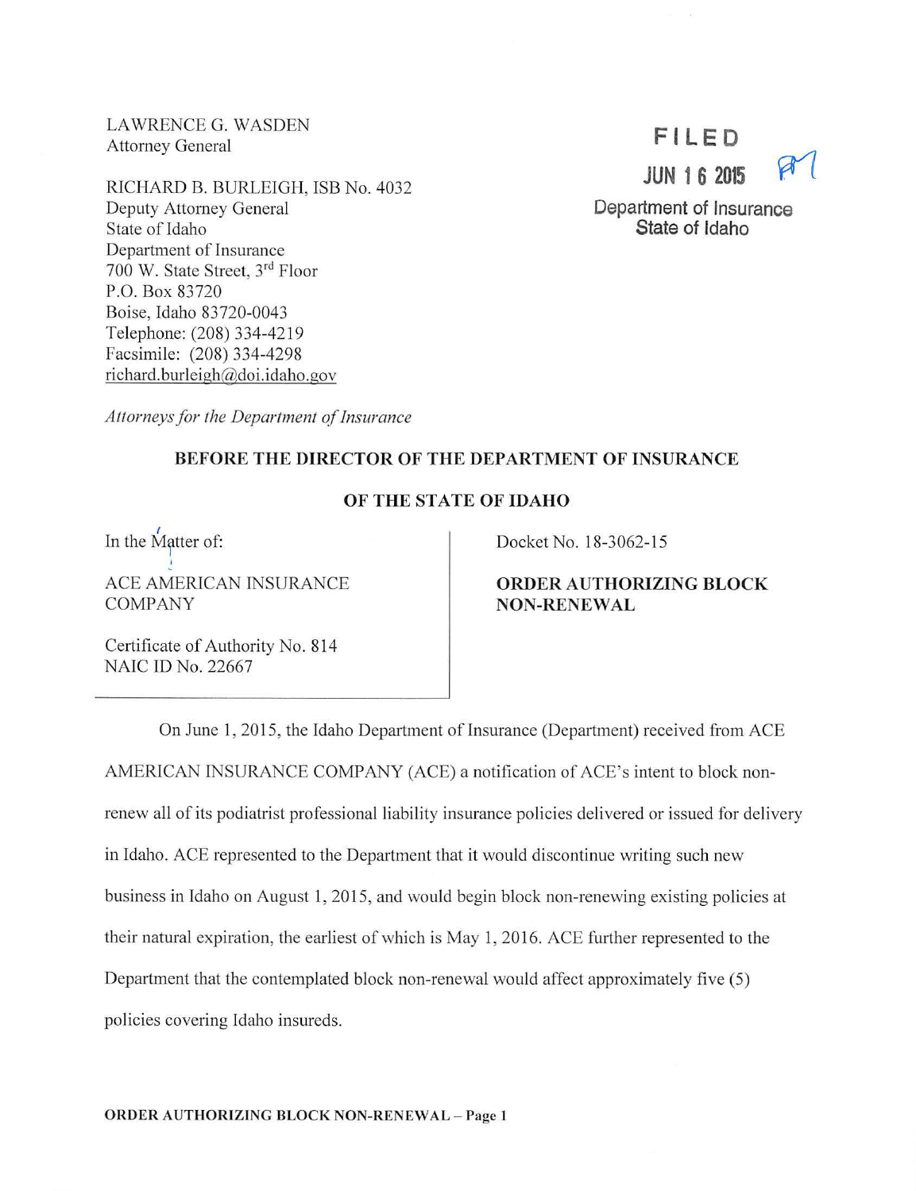LAWRENCE G. WASDEN
Attorney General

RICHARD B. BURLEIGH, ISB No. 4032
Deputy Attorney General
State of Idaho
Department of Insurance
700 W. State Street, 3rd Floor
P.O. Box 83720
Boise, Idaho 83720-0043
Telephone: (208) 334-4219
Facsimile: (208) 334-4298
richard.burleigh@doi.idaho.gov

*Attorneys for the Department of Insurance*

FILED
JUN 16 2015
Department of Insurance
State of Idaho

**BEFORE THE DIRECTOR OF THE DEPARTMENT OF INSURANCE**

**OF THE STATE OF IDAHO**

In the Matter of:

ACE AMERICAN INSURANCE COMPANY

Certificate of Authority No. 814
NAIC ID No. 22667

Docket No. 18-3062-15

**ORDER AUTHORIZING BLOCK NON-RENEWAL**

On June 1, 2015, the Idaho Department of Insurance (Department) received from ACE AMERICAN INSURANCE COMPANY (ACE) a notification of ACE's intent to block non-renew all of its podiatrist professional liability insurance policies delivered or issued for delivery in Idaho. ACE represented to the Department that it would discontinue writing such new business in Idaho on August 1, 2015, and would begin block non-renewing existing policies at their natural expiration, the earliest of which is May 1, 2016. ACE further represented to the Department that the contemplated block non-renewal would affect approximately five (5) policies covering Idaho insureds.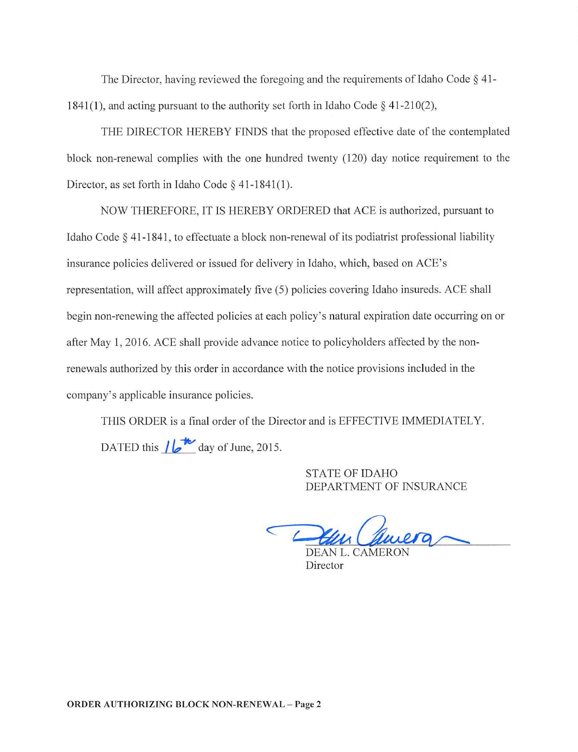The Director, having reviewed the foregoing and the requirements of Idaho Code § 41-1841(1), and acting pursuant to the authority set forth in Idaho Code § 41-210(2),

THE DIRECTOR HEREBY FINDS that the proposed effective date of the contemplated block non-renewal complies with the one hundred twenty (120) day notice requirement to the Director, as set forth in Idaho Code § 41-1841(1).

NOW THEREFORE, IT IS HEREBY ORDERED that ACE is authorized, pursuant to Idaho Code § 41-1841, to effectuate a block non-renewal of its podiatrist professional liability insurance policies delivered or issued for delivery in Idaho, which, based on ACE's representation, will affect approximately five (5) policies covering Idaho insureds. ACE shall begin non-renewing the affected policies at each policy's natural expiration date occurring on or after May 1, 2016. ACE shall provide advance notice to policyholders affected by the non-renewals authorized by this order in accordance with the notice provisions included in the company's applicable insurance policies.

THIS ORDER is a final order of the Director and is EFFECTIVE IMMEDIATELY.

DATED this 16th day of June, 2015.

STATE OF IDAHO
DEPARTMENT OF INSURANCE

DEAN L. CAMERON
Director

**ORDER AUTHORIZING BLOCK NON-RENEWAL – Page 2**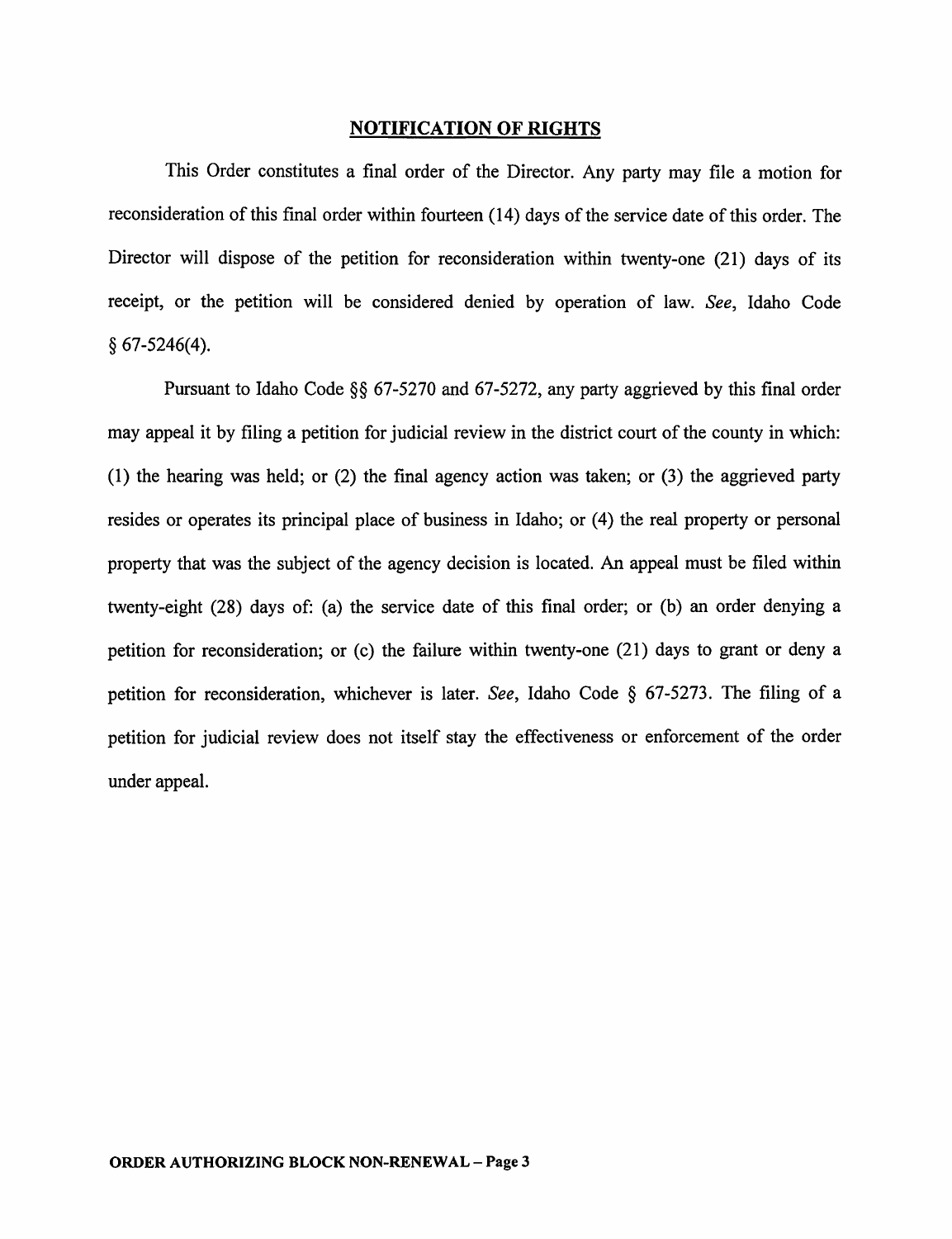## NOTIFICATION OF RIGHTS

This Order constitutes a final order of the Director. Any party may file a motion for reconsideration of this final order within fourteen (14) days of the service date of this order. The Director will dispose of the petition for reconsideration within twenty-one (21) days of its receipt, or the petition will be considered denied by operation of law. *See*, Idaho Code § 67-5246(4).

Pursuant to Idaho Code §§ 67-5270 and 67-5272, any party aggrieved by this final order may appeal it by filing a petition for judicial review in the district court of the county in which: (1) the hearing was held; or (2) the final agency action was taken; or (3) the aggrieved party resides or operates its principal place of business in Idaho; or (4) the real property or personal property that was the subject of the agency decision is located. An appeal must be filed within twenty-eight (28) days of: (a) the service date of this final order; or (b) an order denying a petition for reconsideration; or (c) the failure within twenty-one (21) days to grant or deny a petition for reconsideration, whichever is later. *See*, Idaho Code § 67-5273. The filing of a petition for judicial review does not itself stay the effectiveness or enforcement of the order under appeal.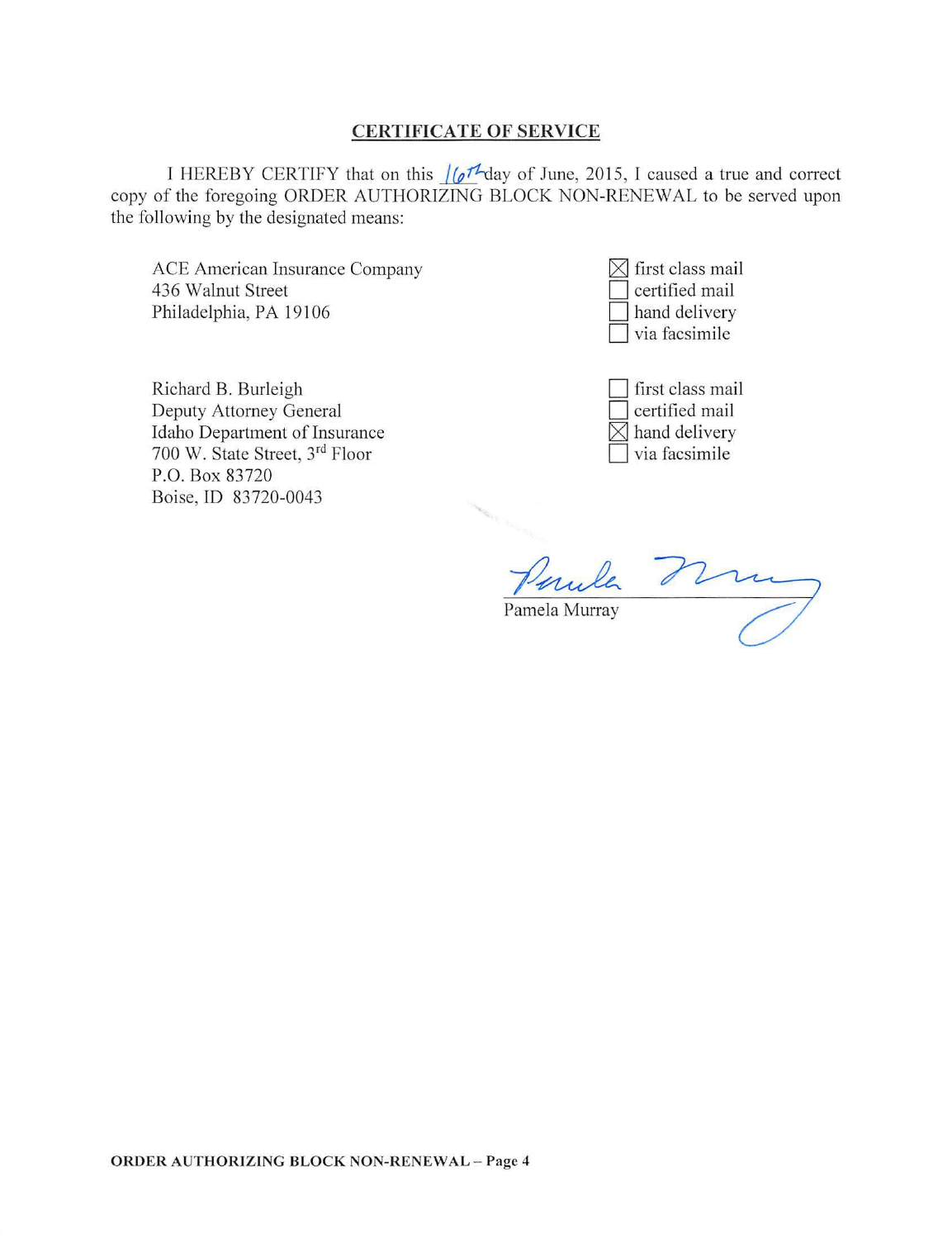## CERTIFICATE OF SERVICE

I HEREBY CERTIFY that on this 16th day of June, 2015, I caused a true and correct copy of the foregoing ORDER AUTHORIZING BLOCK NON-RENEWAL to be served upon the following by the designated means:

| | |
|---|---|
| ACE American Insurance Company<br>436 Walnut Street<br>Philadelphia, PA 19106 | ☒ first class mail<br>☐ certified mail<br>☐ hand delivery<br>☐ via facsimile |
| Richard B. Burleigh<br>Deputy Attorney General<br>Idaho Department of Insurance<br>700 W. State Street, 3rd Floor<br>P.O. Box 83720<br>Boise, ID 83720-0043 | ☐ first class mail<br>☐ certified mail<br>☒ hand delivery<br>☐ via facsimile |

Pamela Murray

Pamela Murray

ORDER AUTHORIZING BLOCK NON-RENEWAL – Page 4